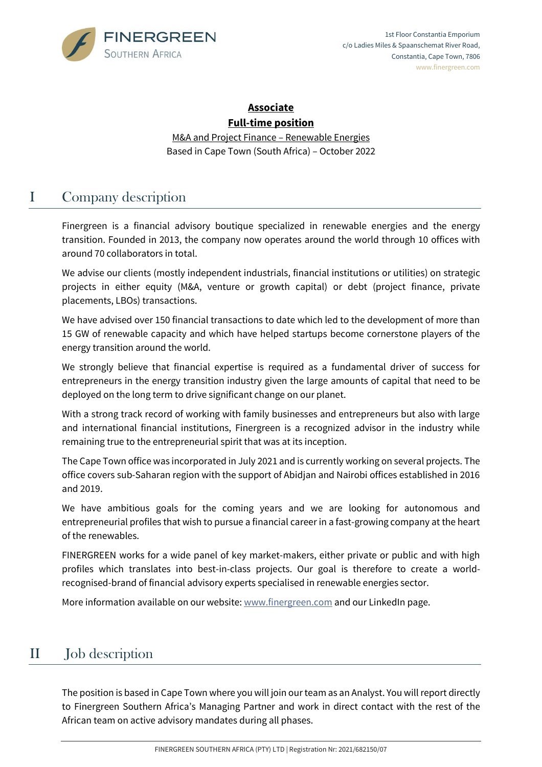FINERGREEN
SOUTHERN AFRICA

1st Floor Constantia Emporium
c/o Ladies Miles & Spaanschemat River Road,
Constantia, Cape Town, 7806
www.finergreen.com

**Associate**

**Full-time position**

M&A and Project Finance – Renewable Energies

Based in Cape Town (South Africa) – October 2022

# I Company description

Finergreen is a financial advisory boutique specialized in renewable energies and the energy transition. Founded in 2013, the company now operates around the world through 10 offices with around 70 collaborators in total.

We advise our clients (mostly independent industrials, financial institutions or utilities) on strategic projects in either equity (M&A, venture or growth capital) or debt (project finance, private placements, LBOs) transactions.

We have advised over 150 financial transactions to date which led to the development of more than 15 GW of renewable capacity and which have helped startups become cornerstone players of the energy transition around the world.

We strongly believe that financial expertise is required as a fundamental driver of success for entrepreneurs in the energy transition industry given the large amounts of capital that need to be deployed on the long term to drive significant change on our planet.

With a strong track record of working with family businesses and entrepreneurs but also with large and international financial institutions, Finergreen is a recognized advisor in the industry while remaining true to the entrepreneurial spirit that was at its inception.

The Cape Town office was incorporated in July 2021 and is currently working on several projects. The office covers sub-Saharan region with the support of Abidjan and Nairobi offices established in 2016 and 2019.

We have ambitious goals for the coming years and we are looking for autonomous and entrepreneurial profiles that wish to pursue a financial career in a fast-growing company at the heart of the renewables.

FINERGREEN works for a wide panel of key market-makers, either private or public and with high profiles which translates into best-in-class projects. Our goal is therefore to create a world-recognised-brand of financial advisory experts specialised in renewable energies sector.

More information available on our website: www.finergreen.com and our LinkedIn page.

# II Job description

The position is based in Cape Town where you will join our team as an Analyst. You will report directly to Finergreen Southern Africa's Managing Partner and work in direct contact with the rest of the African team on active advisory mandates during all phases.

FINERGREEN SOUTHERN AFRICA (PTY) LTD | Registration Nr: 2021/682150/07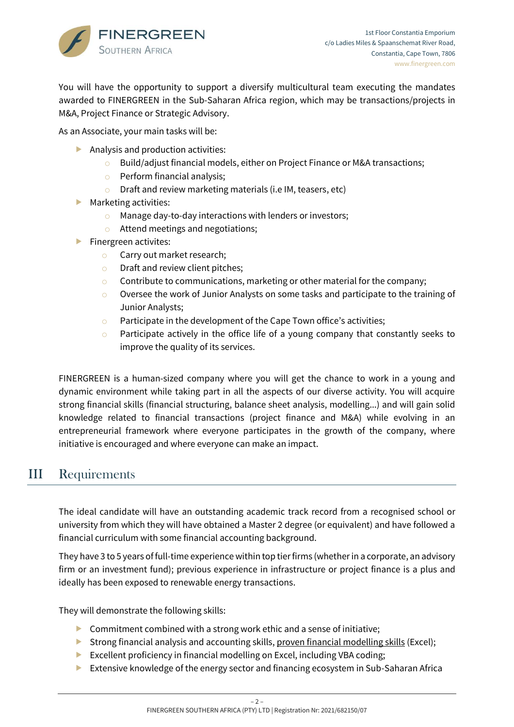You will have the opportunity to support a diversify multicultural team executing the mandates awarded to FINERGREEN in the Sub-Saharan Africa region, which may be transactions/projects in M&A, Project Finance or Strategic Advisory.

As an Associate, your main tasks will be:

- Analysis and production activities:
  - Build/adjust financial models, either on Project Finance or M&A transactions;
  - Perform financial analysis;
  - Draft and review marketing materials (i.e IM, teasers, etc)
- Marketing activities:
  - Manage day-to-day interactions with lenders or investors;
  - Attend meetings and negotiations;
- Finergreen activites:
  - Carry out market research;
  - Draft and review client pitches;
  - Contribute to communications, marketing or other material for the company;
  - Oversee the work of Junior Analysts on some tasks and participate to the training of Junior Analysts;
  - Participate in the development of the Cape Town office's activities;
  - Participate actively in the office life of a young company that constantly seeks to improve the quality of its services.

FINERGREEN is a human-sized company where you will get the chance to work in a young and dynamic environment while taking part in all the aspects of our diverse activity. You will acquire strong financial skills (financial structuring, balance sheet analysis, modelling…) and will gain solid knowledge related to financial transactions (project finance and M&A) while evolving in an entrepreneurial framework where everyone participates in the growth of the company, where initiative is encouraged and where everyone can make an impact.

## III Requirements

The ideal candidate will have an outstanding academic track record from a recognised school or university from which they will have obtained a Master 2 degree (or equivalent) and have followed a financial curriculum with some financial accounting background.

They have 3 to 5 years of full-time experience within top tier firms (whether in a corporate, an advisory firm or an investment fund); previous experience in infrastructure or project finance is a plus and ideally has been exposed to renewable energy transactions.

They will demonstrate the following skills:

- Commitment combined with a strong work ethic and a sense of initiative;
- Strong financial analysis and accounting skills, <u>proven financial modelling skills</u> (Excel);
- Excellent proficiency in financial modelling on Excel, including VBA coding;
- Extensive knowledge of the energy sector and financing ecosystem in Sub-Saharan Africa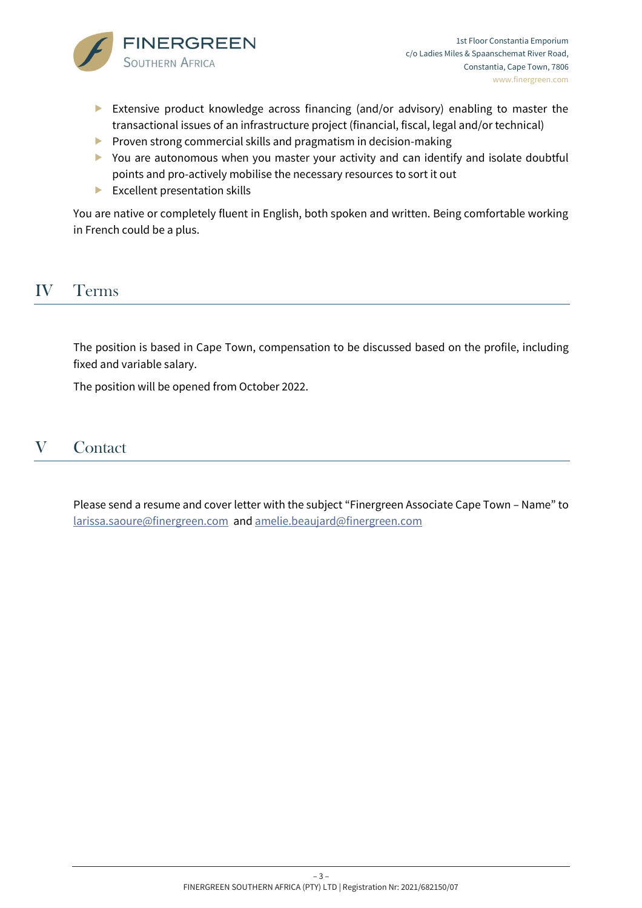- Extensive product knowledge across financing (and/or advisory) enabling to master the transactional issues of an infrastructure project (financial, fiscal, legal and/or technical)
- Proven strong commercial skills and pragmatism in decision-making
- You are autonomous when you master your activity and can identify and isolate doubtful points and pro-actively mobilise the necessary resources to sort it out
- Excellent presentation skills

You are native or completely fluent in English, both spoken and written. Being comfortable working in French could be a plus.

## IV Terms

The position is based in Cape Town, compensation to be discussed based on the profile, including fixed and variable salary.

The position will be opened from October 2022.

## V Contact

Please send a resume and cover letter with the subject "Finergreen Associate Cape Town – Name" to larissa.saoure@finergreen.com and amelie.beaujard@finergreen.com